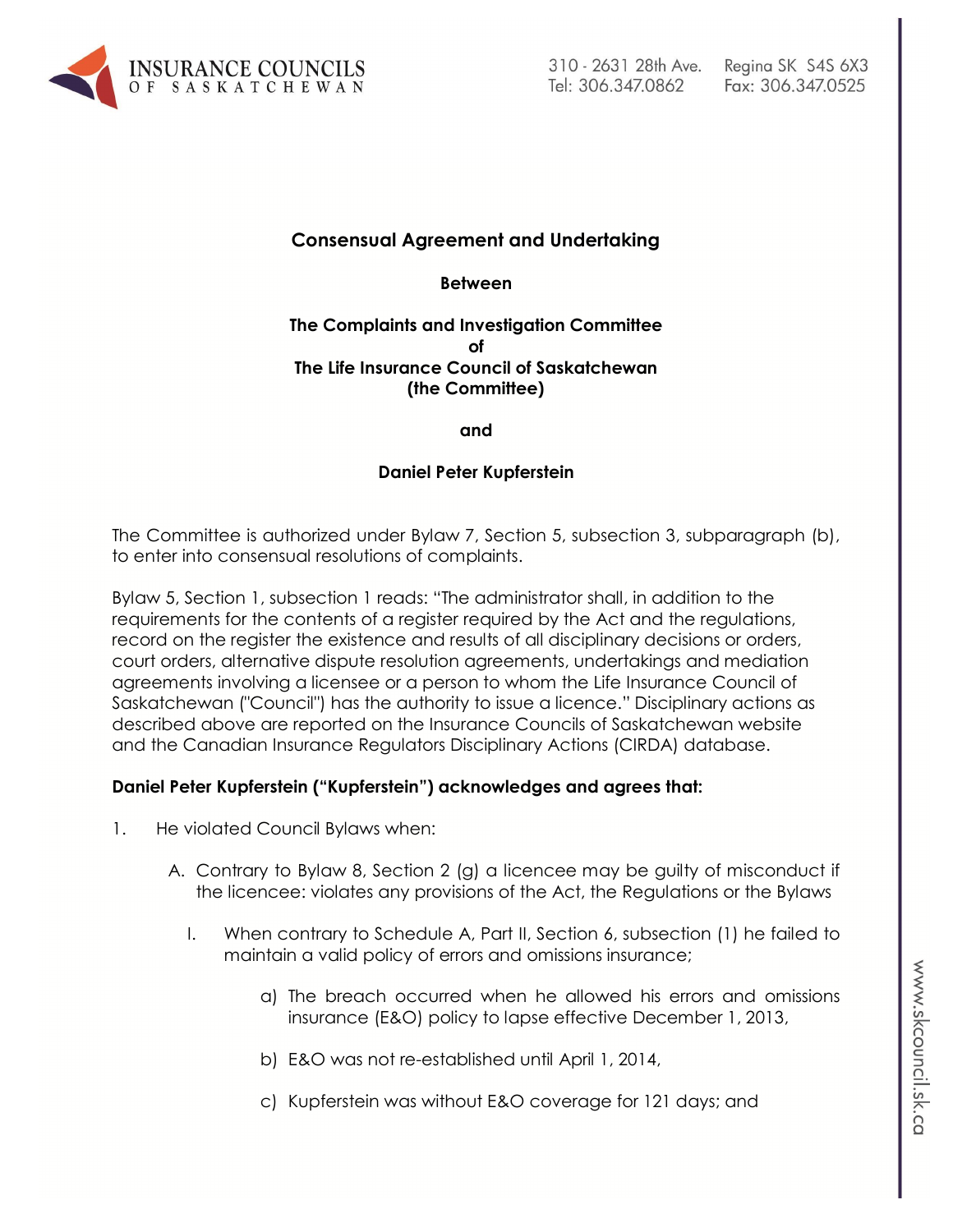## Consensual Agreement and Undertaking

**Between**

**The Complaints and Investigation Committee of The Life Insurance Council of Saskatchewan (the Committee)**

**and**

**Daniel Peter Kupferstein**

The Committee is authorized under Bylaw 7, Section 5, subsection 3, subparagraph (b), to enter into consensual resolutions of complaints.

Bylaw 5, Section 1, subsection 1 reads: "The administrator shall, in addition to the requirements for the contents of a register required by the Act and the regulations, record on the register the existence and results of all disciplinary decisions or orders, court orders, alternative dispute resolution agreements, undertakings and mediation agreements involving a licensee or a person to whom the Life Insurance Council of Saskatchewan ("Council") has the authority to issue a licence." Disciplinary actions as described above are reported on the Insurance Councils of Saskatchewan website and the Canadian Insurance Regulators Disciplinary Actions (CIRDA) database.

**Daniel Peter Kupferstein ("Kupferstein") acknowledges and agrees that:**

1. He violated Council Bylaws when:

   A. Contrary to Bylaw 8, Section 2 (g) a licencee may be guilty of misconduct if the licencee: violates any provisions of the Act, the Regulations or the Bylaws

      I. When contrary to Schedule A, Part II, Section 6, subsection (1) he failed to maintain a valid policy of errors and omissions insurance;

         a) The breach occurred when he allowed his errors and omissions insurance (E&O) policy to lapse effective December 1, 2013,

         b) E&O was not re-established until April 1, 2014,

         c) Kupferstein was without E&O coverage for 121 days; and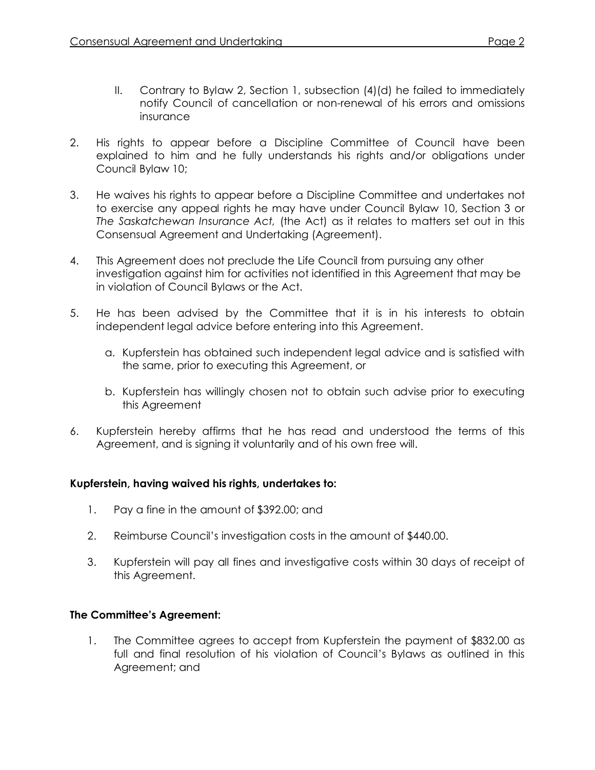II. Contrary to Bylaw 2, Section 1, subsection (4)(d) he failed to immediately notify Council of cancellation or non-renewal of his errors and omissions insurance

2. His rights to appear before a Discipline Committee of Council have been explained to him and he fully understands his rights and/or obligations under Council Bylaw 10;

3. He waives his rights to appear before a Discipline Committee and undertakes not to exercise any appeal rights he may have under Council Bylaw 10, Section 3 or *The Saskatchewan Insurance Act,* (the Act) as it relates to matters set out in this Consensual Agreement and Undertaking (Agreement).

4. This Agreement does not preclude the Life Council from pursuing any other investigation against him for activities not identified in this Agreement that may be in violation of Council Bylaws or the Act.

5. He has been advised by the Committee that it is in his interests to obtain independent legal advice before entering into this Agreement.

   a. Kupferstein has obtained such independent legal advice and is satisfied with the same, prior to executing this Agreement, or

   b. Kupferstein has willingly chosen not to obtain such advise prior to executing this Agreement

6. Kupferstein hereby affirms that he has read and understood the terms of this Agreement, and is signing it voluntarily and of his own free will.

**Kupferstein, having waived his rights, undertakes to:**

1. Pay a fine in the amount of $392.00; and

2. Reimburse Council's investigation costs in the amount of $440.00.

3. Kupferstein will pay all fines and investigative costs within 30 days of receipt of this Agreement.

**The Committee's Agreement:**

1. The Committee agrees to accept from Kupferstein the payment of $832.00 as full and final resolution of his violation of Council's Bylaws as outlined in this Agreement; and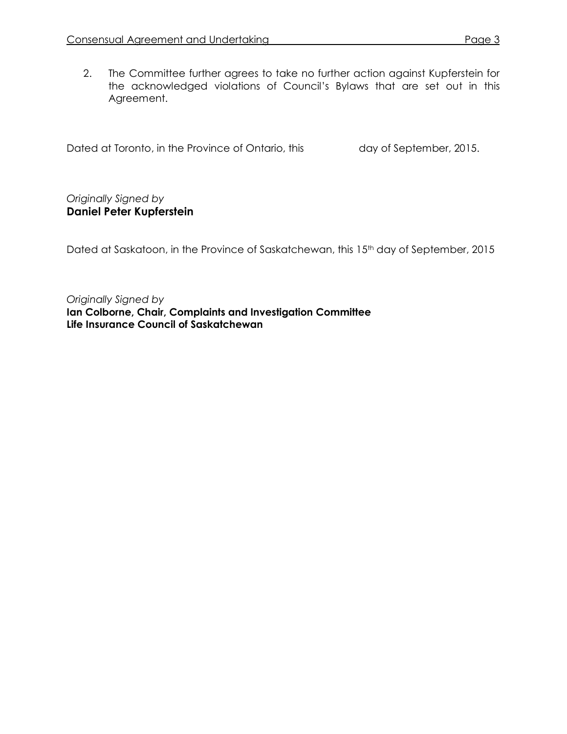2. The Committee further agrees to take no further action against Kupferstein for the acknowledged violations of Council's Bylaws that are set out in this Agreement.

Dated at Toronto, in the Province of Ontario, this day of September, 2015.

*Originally Signed by*
**Daniel Peter Kupferstein**

Dated at Saskatoon, in the Province of Saskatchewan, this 15th day of September, 2015

*Originally Signed by*
**Ian Colborne, Chair, Complaints and Investigation Committee**
**Life Insurance Council of Saskatchewan**